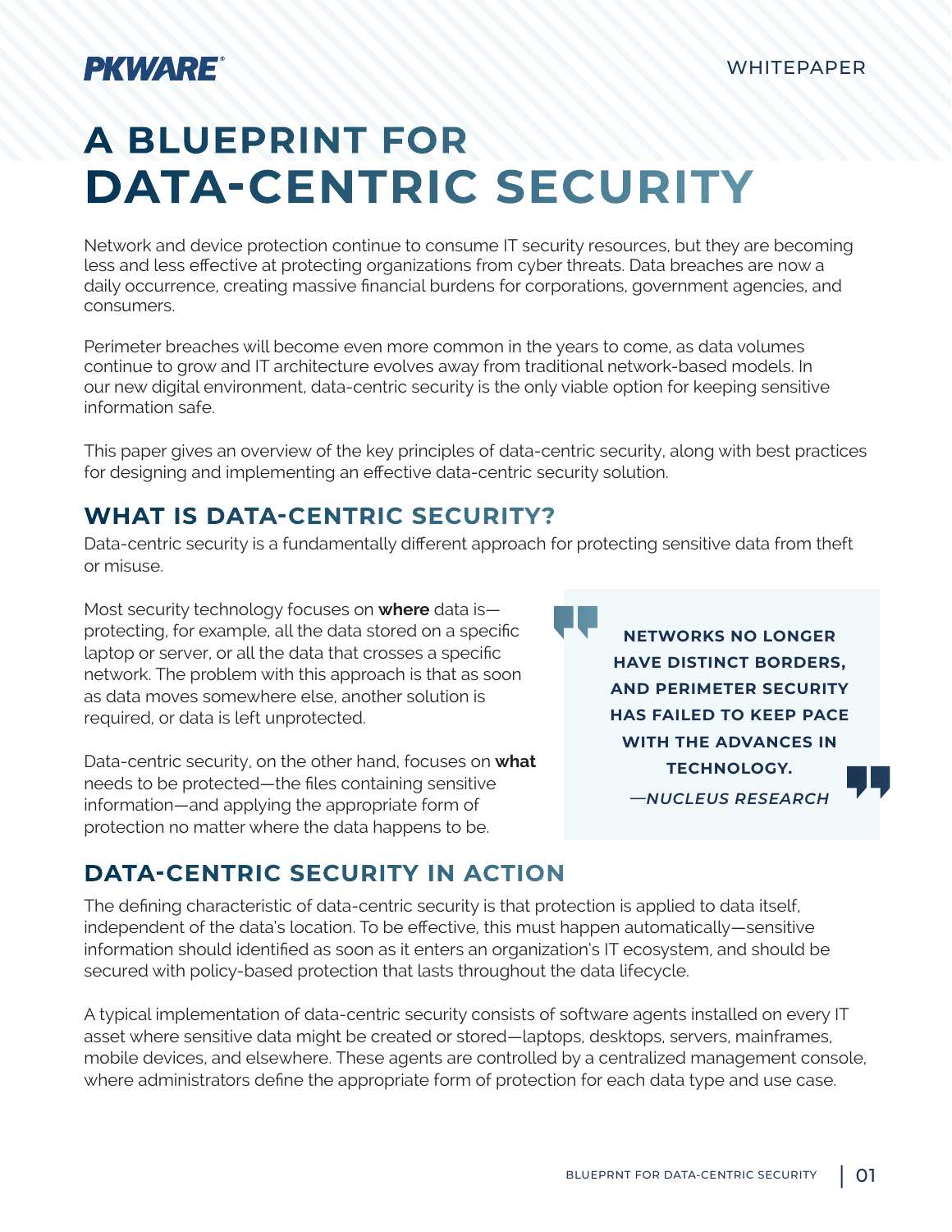PKWARE

WHITEPAPER

# A BLUEPRINT FOR DATA-CENTRIC SECURITY

Network and device protection continue to consume IT security resources, but they are becoming less and less effective at protecting organizations from cyber threats. Data breaches are now a daily occurrence, creating massive financial burdens for corporations, government agencies, and consumers.

Perimeter breaches will become even more common in the years to come, as data volumes continue to grow and IT architecture evolves away from traditional network-based models. In our new digital environment, data-centric security is the only viable option for keeping sensitive information safe.

This paper gives an overview of the key principles of data-centric security, along with best practices for designing and implementing an effective data-centric security solution.

## WHAT IS DATA-CENTRIC SECURITY?

Data-centric security is a fundamentally different approach for protecting sensitive data from theft or misuse.

Most security technology focuses on **where** data is—protecting, for example, all the data stored on a specific laptop or server, or all the data that crosses a specific network. The problem with this approach is that as soon as data moves somewhere else, another solution is required, or data is left unprotected.

Data-centric security, on the other hand, focuses on **what** needs to be protected—the files containing sensitive information—and applying the appropriate form of protection no matter where the data happens to be.

> **NETWORKS NO LONGER HAVE DISTINCT BORDERS, AND PERIMETER SECURITY HAS FAILED TO KEEP PACE WITH THE ADVANCES IN TECHNOLOGY.**
>
> *—NUCLEUS RESEARCH*

## DATA-CENTRIC SECURITY IN ACTION

The defining characteristic of data-centric security is that protection is applied to data itself, independent of the data's location. To be effective, this must happen automatically—sensitive information should identified as soon as it enters an organization's IT ecosystem, and should be secured with policy-based protection that lasts throughout the data lifecycle.

A typical implementation of data-centric security consists of software agents installed on every IT asset where sensitive data might be created or stored—laptops, desktops, servers, mainframes, mobile devices, and elsewhere. These agents are controlled by a centralized management console, where administrators define the appropriate form of protection for each data type and use case.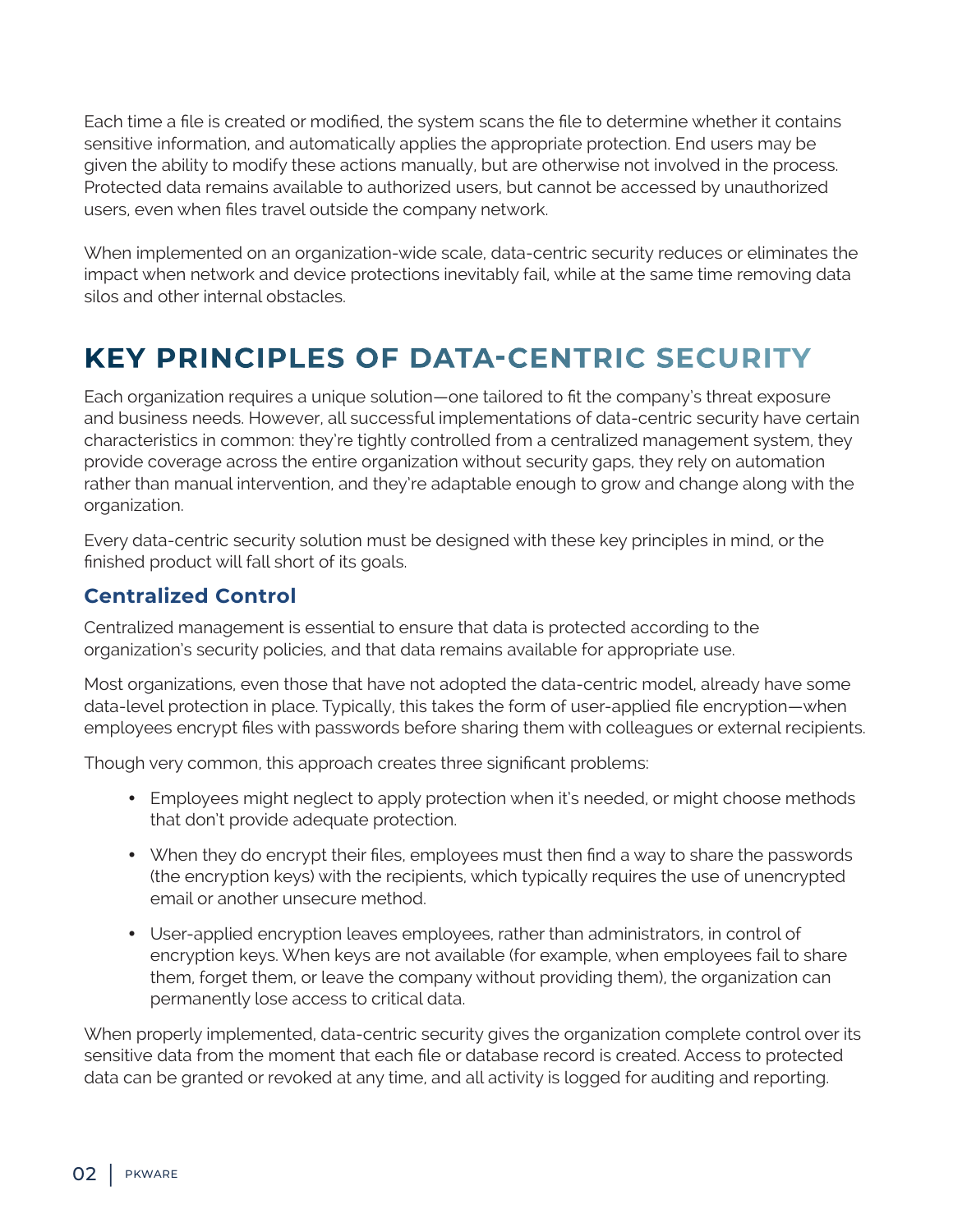Each time a file is created or modified, the system scans the file to determine whether it contains sensitive information, and automatically applies the appropriate protection. End users may be given the ability to modify these actions manually, but are otherwise not involved in the process. Protected data remains available to authorized users, but cannot be accessed by unauthorized users, even when files travel outside the company network.

When implemented on an organization-wide scale, data-centric security reduces or eliminates the impact when network and device protections inevitably fail, while at the same time removing data silos and other internal obstacles.

## KEY PRINCIPLES OF DATA-CENTRIC SECURITY

Each organization requires a unique solution—one tailored to fit the company's threat exposure and business needs. However, all successful implementations of data-centric security have certain characteristics in common: they're tightly controlled from a centralized management system, they provide coverage across the entire organization without security gaps, they rely on automation rather than manual intervention, and they're adaptable enough to grow and change along with the organization.

Every data-centric security solution must be designed with these key principles in mind, or the finished product will fall short of its goals.

### Centralized Control

Centralized management is essential to ensure that data is protected according to the organization's security policies, and that data remains available for appropriate use.

Most organizations, even those that have not adopted the data-centric model, already have some data-level protection in place. Typically, this takes the form of user-applied file encryption—when employees encrypt files with passwords before sharing them with colleagues or external recipients.

Though very common, this approach creates three significant problems:

- Employees might neglect to apply protection when it's needed, or might choose methods that don't provide adequate protection.
- When they do encrypt their files, employees must then find a way to share the passwords (the encryption keys) with the recipients, which typically requires the use of unencrypted email or another unsecure method.
- User-applied encryption leaves employees, rather than administrators, in control of encryption keys. When keys are not available (for example, when employees fail to share them, forget them, or leave the company without providing them), the organization can permanently lose access to critical data.

When properly implemented, data-centric security gives the organization complete control over its sensitive data from the moment that each file or database record is created. Access to protected data can be granted or revoked at any time, and all activity is logged for auditing and reporting.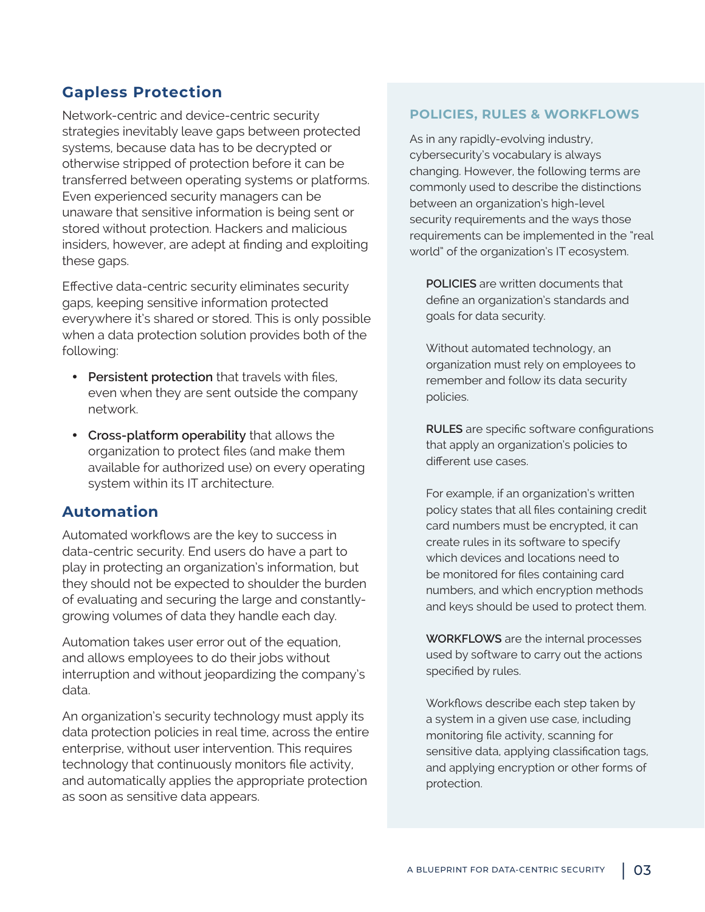## Gapless Protection

Network-centric and device-centric security strategies inevitably leave gaps between protected systems, because data has to be decrypted or otherwise stripped of protection before it can be transferred between operating systems or platforms. Even experienced security managers can be unaware that sensitive information is being sent or stored without protection. Hackers and malicious insiders, however, are adept at finding and exploiting these gaps.

Effective data-centric security eliminates security gaps, keeping sensitive information protected everywhere it's shared or stored. This is only possible when a data protection solution provides both of the following:

- **Persistent protection** that travels with files, even when they are sent outside the company network.
- **Cross-platform operability** that allows the organization to protect files (and make them available for authorized use) on every operating system within its IT architecture.

## Automation

Automated workflows are the key to success in data-centric security. End users do have a part to play in protecting an organization's information, but they should not be expected to shoulder the burden of evaluating and securing the large and constantly-growing volumes of data they handle each day.

Automation takes user error out of the equation, and allows employees to do their jobs without interruption and without jeopardizing the company's data.

An organization's security technology must apply its data protection policies in real time, across the entire enterprise, without user intervention. This requires technology that continuously monitors file activity, and automatically applies the appropriate protection as soon as sensitive data appears.

### POLICIES, RULES & WORKFLOWS

As in any rapidly-evolving industry, cybersecurity's vocabulary is always changing. However, the following terms are commonly used to describe the distinctions between an organization's high-level security requirements and the ways those requirements can be implemented in the "real world" of the organization's IT ecosystem.

**POLICIES** are written documents that define an organization's standards and goals for data security.

Without automated technology, an organization must rely on employees to remember and follow its data security policies.

**RULES** are specific software configurations that apply an organization's policies to different use cases.

For example, if an organization's written policy states that all files containing credit card numbers must be encrypted, it can create rules in its software to specify which devices and locations need to be monitored for files containing card numbers, and which encryption methods and keys should be used to protect them.

**WORKFLOWS** are the internal processes used by software to carry out the actions specified by rules.

Workflows describe each step taken by a system in a given use case, including monitoring file activity, scanning for sensitive data, applying classification tags, and applying encryption or other forms of protection.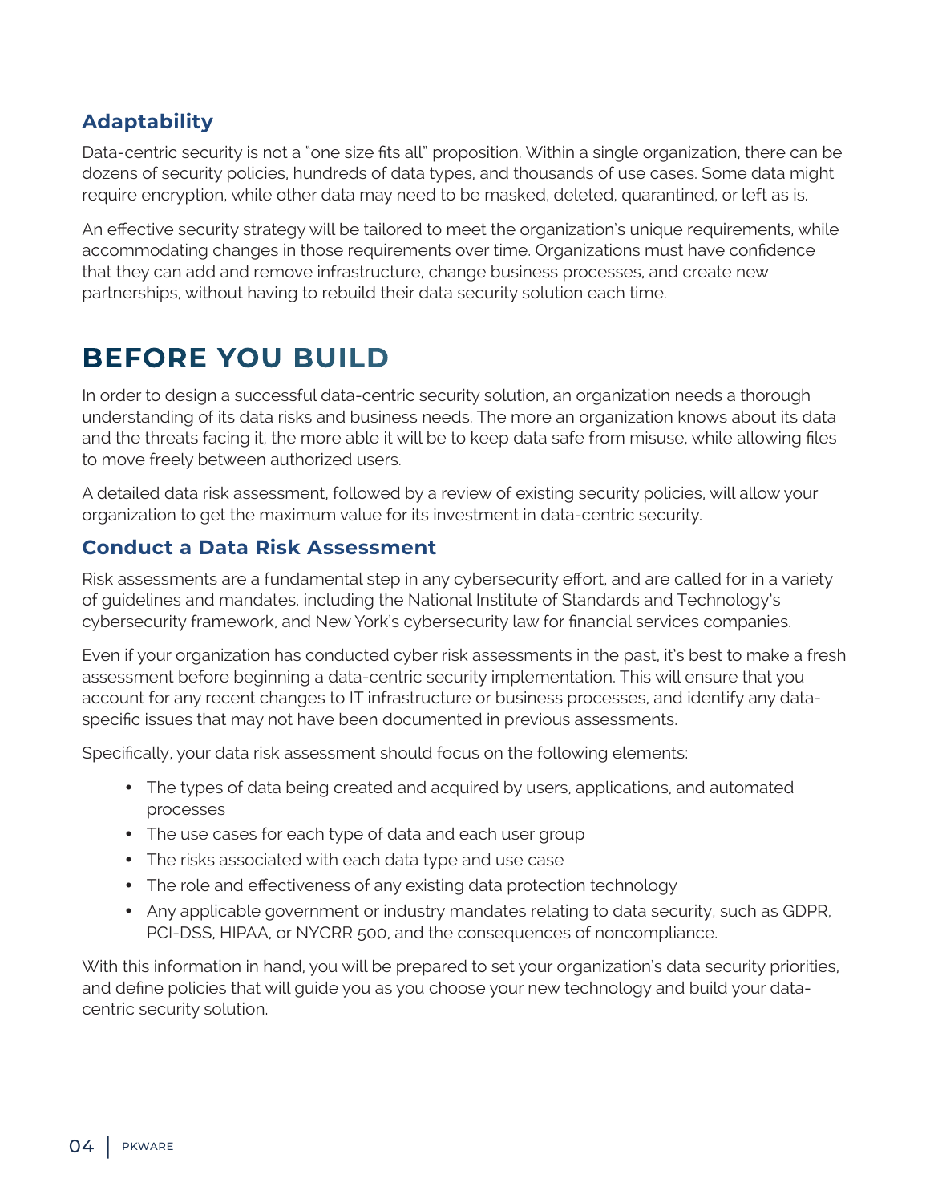### Adaptability

Data-centric security is not a "one size fits all" proposition. Within a single organization, there can be dozens of security policies, hundreds of data types, and thousands of use cases. Some data might require encryption, while other data may need to be masked, deleted, quarantined, or left as is.

An effective security strategy will be tailored to meet the organization's unique requirements, while accommodating changes in those requirements over time. Organizations must have confidence that they can add and remove infrastructure, change business processes, and create new partnerships, without having to rebuild their data security solution each time.

## BEFORE YOU BUILD

In order to design a successful data-centric security solution, an organization needs a thorough understanding of its data risks and business needs. The more an organization knows about its data and the threats facing it, the more able it will be to keep data safe from misuse, while allowing files to move freely between authorized users.

A detailed data risk assessment, followed by a review of existing security policies, will allow your organization to get the maximum value for its investment in data-centric security.

### Conduct a Data Risk Assessment

Risk assessments are a fundamental step in any cybersecurity effort, and are called for in a variety of guidelines and mandates, including the National Institute of Standards and Technology's cybersecurity framework, and New York's cybersecurity law for financial services companies.

Even if your organization has conducted cyber risk assessments in the past, it's best to make a fresh assessment before beginning a data-centric security implementation. This will ensure that you account for any recent changes to IT infrastructure or business processes, and identify any data-specific issues that may not have been documented in previous assessments.

Specifically, your data risk assessment should focus on the following elements:

- The types of data being created and acquired by users, applications, and automated processes
- The use cases for each type of data and each user group
- The risks associated with each data type and use case
- The role and effectiveness of any existing data protection technology
- Any applicable government or industry mandates relating to data security, such as GDPR, PCI-DSS, HIPAA, or NYCRR 500, and the consequences of noncompliance.

With this information in hand, you will be prepared to set your organization's data security priorities, and define policies that will guide you as you choose your new technology and build your data-centric security solution.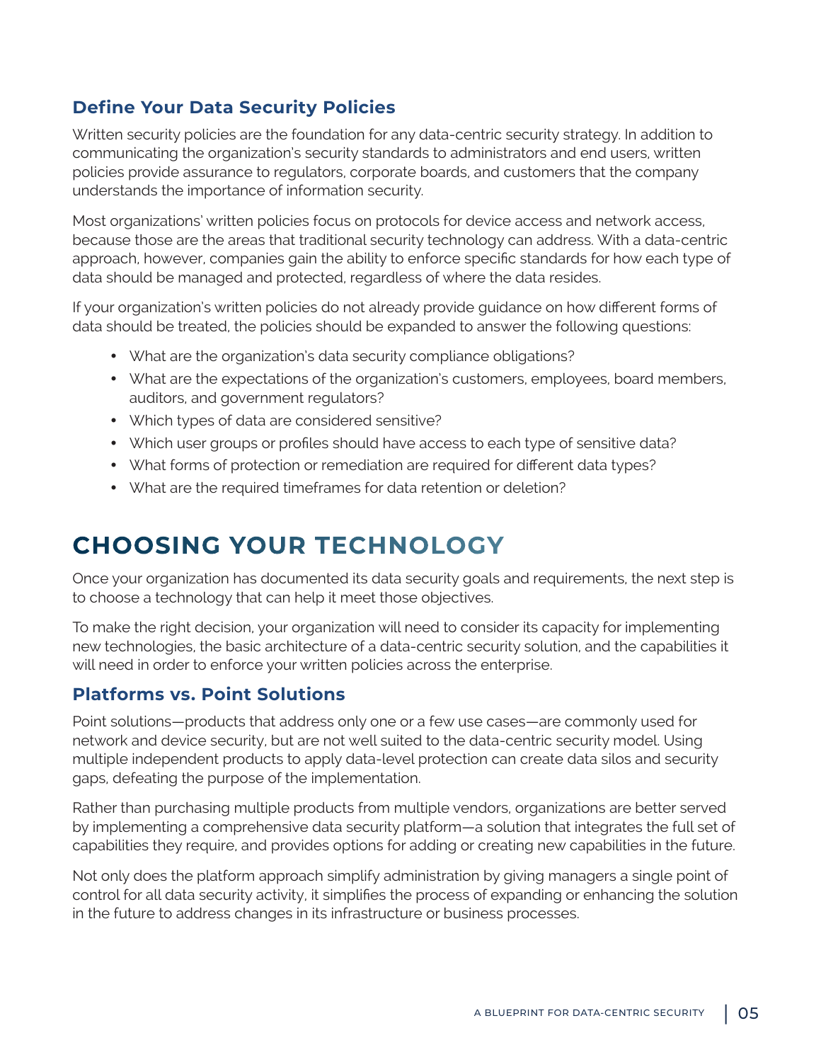### Define Your Data Security Policies

Written security policies are the foundation for any data-centric security strategy. In addition to communicating the organization's security standards to administrators and end users, written policies provide assurance to regulators, corporate boards, and customers that the company understands the importance of information security.

Most organizations' written policies focus on protocols for device access and network access, because those are the areas that traditional security technology can address. With a data-centric approach, however, companies gain the ability to enforce specific standards for how each type of data should be managed and protected, regardless of where the data resides.

If your organization's written policies do not already provide guidance on how different forms of data should be treated, the policies should be expanded to answer the following questions:

- What are the organization's data security compliance obligations?
- What are the expectations of the organization's customers, employees, board members, auditors, and government regulators?
- Which types of data are considered sensitive?
- Which user groups or profiles should have access to each type of sensitive data?
- What forms of protection or remediation are required for different data types?
- What are the required timeframes for data retention or deletion?

## CHOOSING YOUR TECHNOLOGY

Once your organization has documented its data security goals and requirements, the next step is to choose a technology that can help it meet those objectives.

To make the right decision, your organization will need to consider its capacity for implementing new technologies, the basic architecture of a data-centric security solution, and the capabilities it will need in order to enforce your written policies across the enterprise.

### Platforms vs. Point Solutions

Point solutions—products that address only one or a few use cases—are commonly used for network and device security, but are not well suited to the data-centric security model. Using multiple independent products to apply data-level protection can create data silos and security gaps, defeating the purpose of the implementation.

Rather than purchasing multiple products from multiple vendors, organizations are better served by implementing a comprehensive data security platform—a solution that integrates the full set of capabilities they require, and provides options for adding or creating new capabilities in the future.

Not only does the platform approach simplify administration by giving managers a single point of control for all data security activity, it simplifies the process of expanding or enhancing the solution in the future to address changes in its infrastructure or business processes.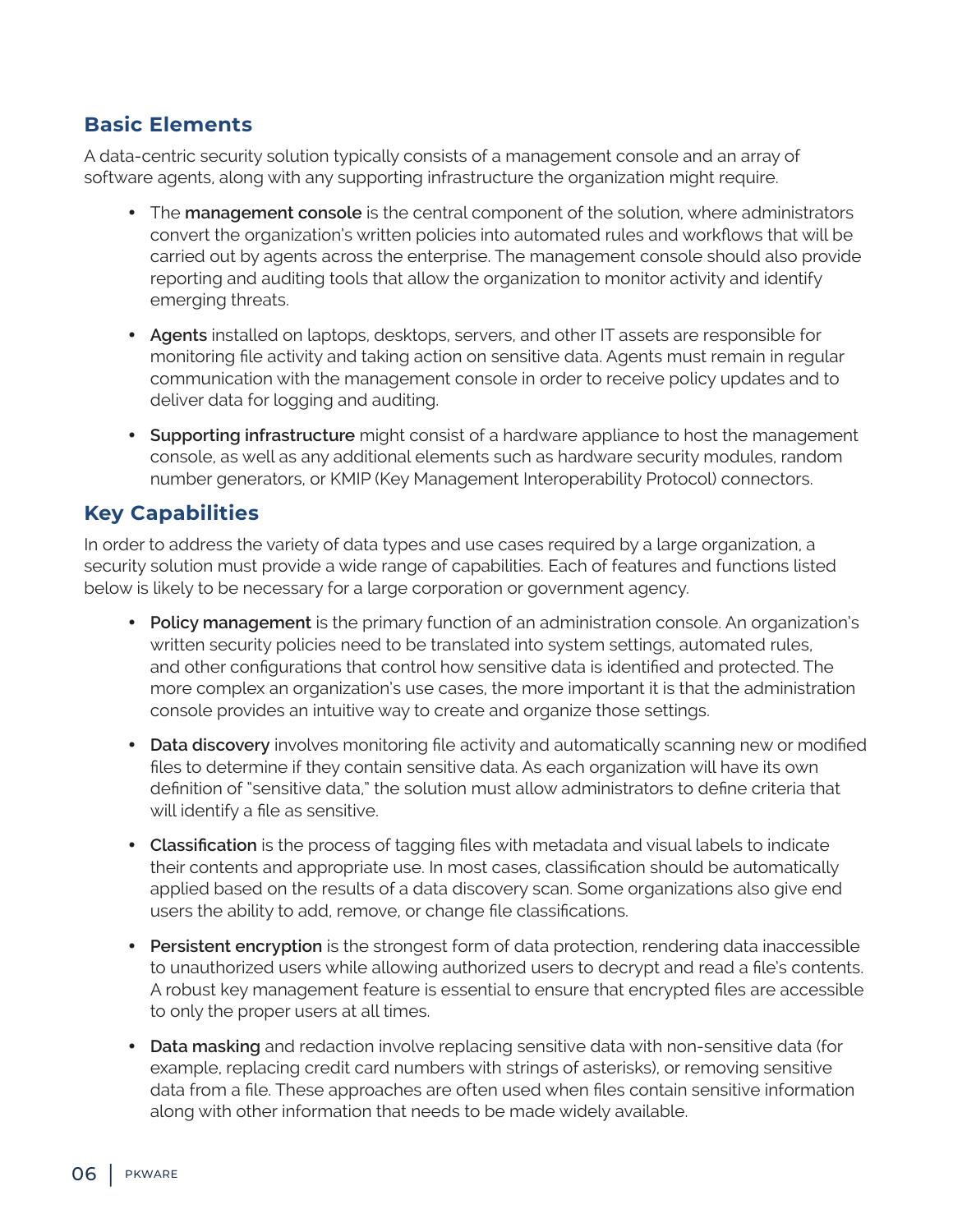## Basic Elements

A data-centric security solution typically consists of a management console and an array of software agents, along with any supporting infrastructure the organization might require.

- The **management console** is the central component of the solution, where administrators convert the organization's written policies into automated rules and workflows that will be carried out by agents across the enterprise. The management console should also provide reporting and auditing tools that allow the organization to monitor activity and identify emerging threats.
- **Agents** installed on laptops, desktops, servers, and other IT assets are responsible for monitoring file activity and taking action on sensitive data. Agents must remain in regular communication with the management console in order to receive policy updates and to deliver data for logging and auditing.
- **Supporting infrastructure** might consist of a hardware appliance to host the management console, as well as any additional elements such as hardware security modules, random number generators, or KMIP (Key Management Interoperability Protocol) connectors.

## Key Capabilities

In order to address the variety of data types and use cases required by a large organization, a security solution must provide a wide range of capabilities. Each of features and functions listed below is likely to be necessary for a large corporation or government agency.

- **Policy management** is the primary function of an administration console. An organization's written security policies need to be translated into system settings, automated rules, and other configurations that control how sensitive data is identified and protected. The more complex an organization's use cases, the more important it is that the administration console provides an intuitive way to create and organize those settings.
- **Data discovery** involves monitoring file activity and automatically scanning new or modified files to determine if they contain sensitive data. As each organization will have its own definition of "sensitive data," the solution must allow administrators to define criteria that will identify a file as sensitive.
- **Classification** is the process of tagging files with metadata and visual labels to indicate their contents and appropriate use. In most cases, classification should be automatically applied based on the results of a data discovery scan. Some organizations also give end users the ability to add, remove, or change file classifications.
- **Persistent encryption** is the strongest form of data protection, rendering data inaccessible to unauthorized users while allowing authorized users to decrypt and read a file's contents. A robust key management feature is essential to ensure that encrypted files are accessible to only the proper users at all times.
- **Data masking** and redaction involve replacing sensitive data with non-sensitive data (for example, replacing credit card numbers with strings of asterisks), or removing sensitive data from a file. These approaches are often used when files contain sensitive information along with other information that needs to be made widely available.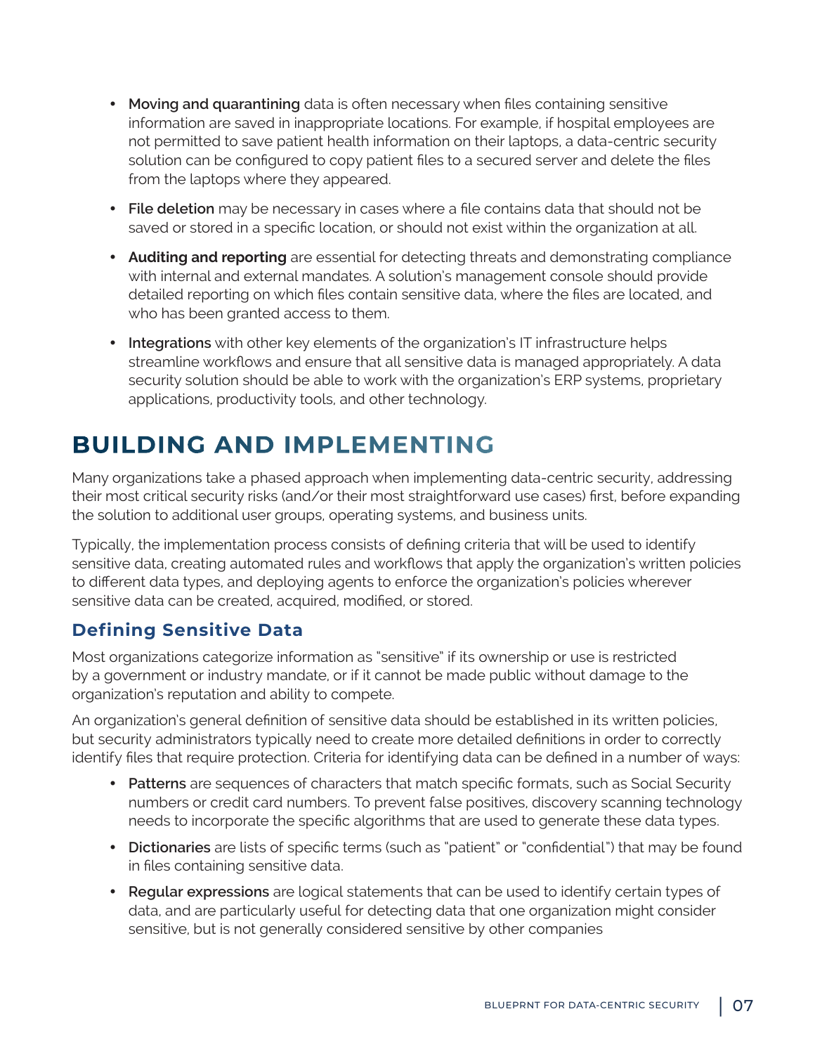- **Moving and quarantining** data is often necessary when files containing sensitive information are saved in inappropriate locations. For example, if hospital employees are not permitted to save patient health information on their laptops, a data-centric security solution can be configured to copy patient files to a secured server and delete the files from the laptops where they appeared.
- **File deletion** may be necessary in cases where a file contains data that should not be saved or stored in a specific location, or should not exist within the organization at all.
- **Auditing and reporting** are essential for detecting threats and demonstrating compliance with internal and external mandates. A solution's management console should provide detailed reporting on which files contain sensitive data, where the files are located, and who has been granted access to them.
- **Integrations** with other key elements of the organization's IT infrastructure helps streamline workflows and ensure that all sensitive data is managed appropriately. A data security solution should be able to work with the organization's ERP systems, proprietary applications, productivity tools, and other technology.

## BUILDING AND IMPLEMENTING

Many organizations take a phased approach when implementing data-centric security, addressing their most critical security risks (and/or their most straightforward use cases) first, before expanding the solution to additional user groups, operating systems, and business units.

Typically, the implementation process consists of defining criteria that will be used to identify sensitive data, creating automated rules and workflows that apply the organization's written policies to different data types, and deploying agents to enforce the organization's policies wherever sensitive data can be created, acquired, modified, or stored.

### Defining Sensitive Data

Most organizations categorize information as "sensitive" if its ownership or use is restricted by a government or industry mandate, or if it cannot be made public without damage to the organization's reputation and ability to compete.

An organization's general definition of sensitive data should be established in its written policies, but security administrators typically need to create more detailed definitions in order to correctly identify files that require protection. Criteria for identifying data can be defined in a number of ways:

- **Patterns** are sequences of characters that match specific formats, such as Social Security numbers or credit card numbers. To prevent false positives, discovery scanning technology needs to incorporate the specific algorithms that are used to generate these data types.
- **Dictionaries** are lists of specific terms (such as "patient" or "confidential") that may be found in files containing sensitive data.
- **Regular expressions** are logical statements that can be used to identify certain types of data, and are particularly useful for detecting data that one organization might consider sensitive, but is not generally considered sensitive by other companies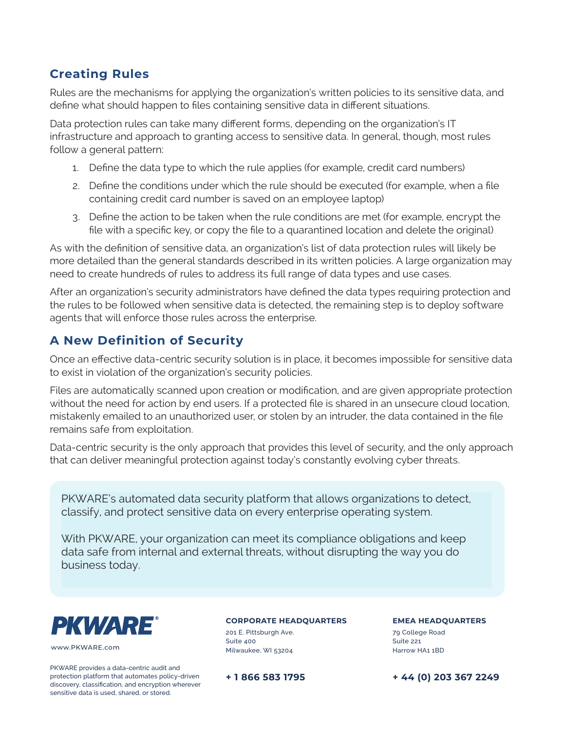## Creating Rules

Rules are the mechanisms for applying the organization's written policies to its sensitive data, and define what should happen to files containing sensitive data in different situations.

Data protection rules can take many different forms, depending on the organization's IT infrastructure and approach to granting access to sensitive data. In general, though, most rules follow a general pattern:

1. Define the data type to which the rule applies (for example, credit card numbers)
2. Define the conditions under which the rule should be executed (for example, when a file containing credit card number is saved on an employee laptop)
3. Define the action to be taken when the rule conditions are met (for example, encrypt the file with a specific key, or copy the file to a quarantined location and delete the original)

As with the definition of sensitive data, an organization's list of data protection rules will likely be more detailed than the general standards described in its written policies. A large organization may need to create hundreds of rules to address its full range of data types and use cases.

After an organization's security administrators have defined the data types requiring protection and the rules to be followed when sensitive data is detected, the remaining step is to deploy software agents that will enforce those rules across the enterprise.

## A New Definition of Security

Once an effective data-centric security solution is in place, it becomes impossible for sensitive data to exist in violation of the organization's security policies.

Files are automatically scanned upon creation or modification, and are given appropriate protection without the need for action by end users. If a protected file is shared in an unsecure cloud location, mistakenly emailed to an unauthorized user, or stolen by an intruder, the data contained in the file remains safe from exploitation.

Data-centric security is the only approach that provides this level of security, and the only approach that can deliver meaningful protection against today's constantly evolving cyber threats.

PKWARE's automated data security platform that allows organizations to detect, classify, and protect sensitive data on every enterprise operating system.

With PKWARE, your organization can meet its compliance obligations and keep data safe from internal and external threats, without disrupting the way you do business today.

PKWARE

www.PKWARE.com

PKWARE provides a data-centric audit and protection platform that automates policy-driven discovery, classification, and encryption wherever sensitive data is used, shared, or stored.

**CORPORATE HEADQUARTERS**

201 E. Pittsburgh Ave.
Suite 400
Milwaukee, WI 53204

**+ 1 866 583 1795**

**EMEA HEADQUARTERS**

79 College Road
Suite 221
Harrow HA1 1BD

**+ 44 (0) 203 367 2249**